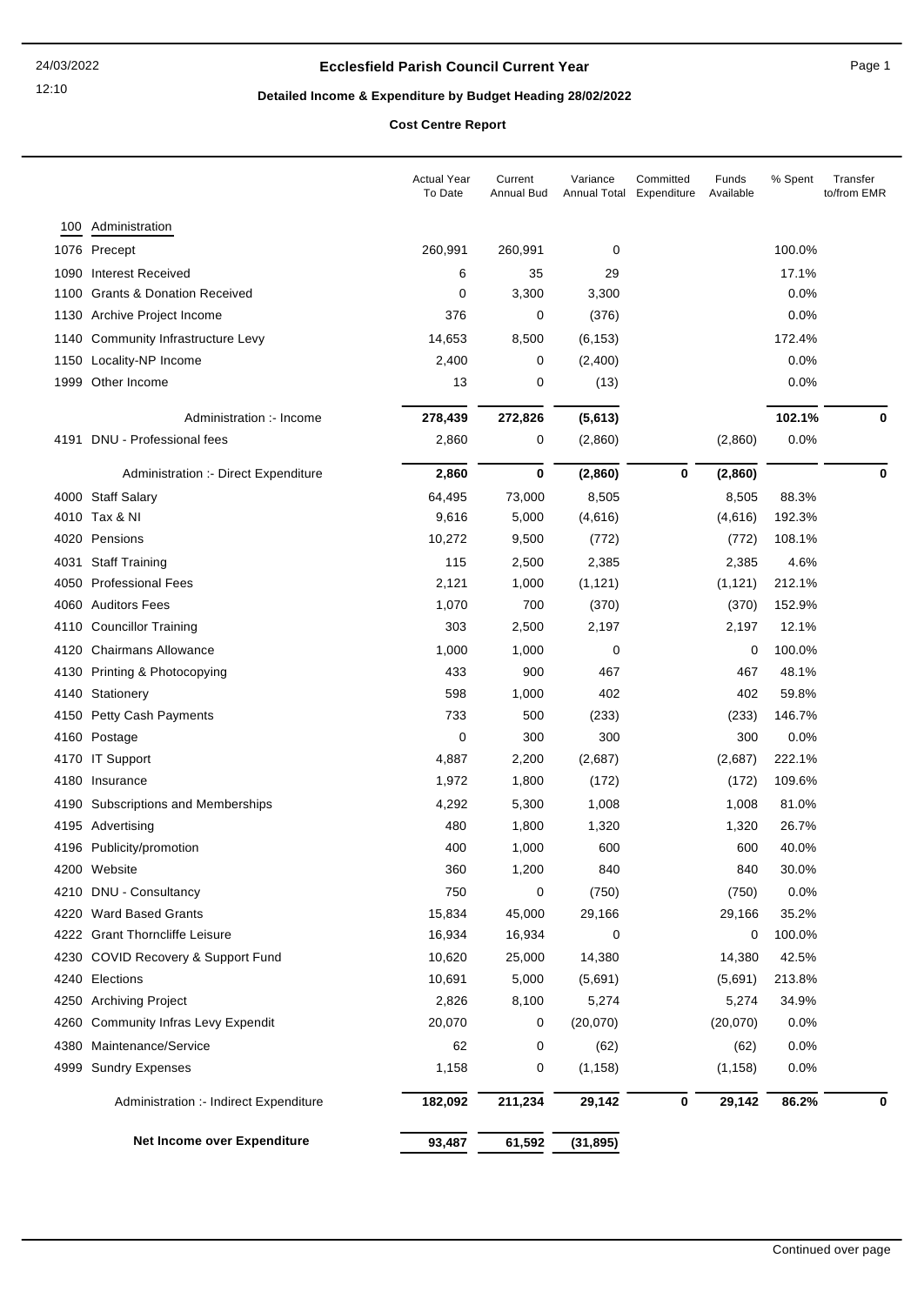# Ecclesfield Parish Council Current Year

## Detailed Income & Expenditure by Budget Heading 28/02/2022

### Cost Centre Report

| | | Actual Year To Date | Current Annual Bud | Variance Annual Total | Committed Expenditure | Funds Available | % Spent | Transfer to/from EMR |
|---|---|---|---|---|---|---|---|---|
| 100 | Administration | | | | | | | |
| 1076 | Precept | 260,991 | 260,991 | 0 | | | 100.0% | |
| 1090 | Interest Received | 6 | 35 | 29 | | | 17.1% | |
| 1100 | Grants & Donation Received | 0 | 3,300 | 3,300 | | | 0.0% | |
| 1130 | Archive Project Income | 376 | 0 | (376) | | | 0.0% | |
| 1140 | Community Infrastructure Levy | 14,653 | 8,500 | (6,153) | | | 172.4% | |
| 1150 | Locality-NP Income | 2,400 | 0 | (2,400) | | | 0.0% | |
| 1999 | Other Income | 13 | 0 | (13) | | | 0.0% | |
| | Administration :- Income | **278,439** | **272,826** | **(5,613)** | | | **102.1%** | **0** |
| 4191 | DNU - Professional fees | 2,860 | 0 | (2,860) | | (2,860) | 0.0% | |
| | Administration :- Direct Expenditure | **2,860** | **0** | **(2,860)** | **0** | **(2,860)** | | **0** |
| 4000 | Staff Salary | 64,495 | 73,000 | 8,505 | | 8,505 | 88.3% | |
| 4010 | Tax & NI | 9,616 | 5,000 | (4,616) | | (4,616) | 192.3% | |
| 4020 | Pensions | 10,272 | 9,500 | (772) | | (772) | 108.1% | |
| 4031 | Staff Training | 115 | 2,500 | 2,385 | | 2,385 | 4.6% | |
| 4050 | Professional Fees | 2,121 | 1,000 | (1,121) | | (1,121) | 212.1% | |
| 4060 | Auditors Fees | 1,070 | 700 | (370) | | (370) | 152.9% | |
| 4110 | Councillor Training | 303 | 2,500 | 2,197 | | 2,197 | 12.1% | |
| 4120 | Chairmans Allowance | 1,000 | 1,000 | 0 | | 0 | 100.0% | |
| 4130 | Printing & Photocopying | 433 | 900 | 467 | | 467 | 48.1% | |
| 4140 | Stationery | 598 | 1,000 | 402 | | 402 | 59.8% | |
| 4150 | Petty Cash Payments | 733 | 500 | (233) | | (233) | 146.7% | |
| 4160 | Postage | 0 | 300 | 300 | | 300 | 0.0% | |
| 4170 | IT Support | 4,887 | 2,200 | (2,687) | | (2,687) | 222.1% | |
| 4180 | Insurance | 1,972 | 1,800 | (172) | | (172) | 109.6% | |
| 4190 | Subscriptions and Memberships | 4,292 | 5,300 | 1,008 | | 1,008 | 81.0% | |
| 4195 | Advertising | 480 | 1,800 | 1,320 | | 1,320 | 26.7% | |
| 4196 | Publicity/promotion | 400 | 1,000 | 600 | | 600 | 40.0% | |
| 4200 | Website | 360 | 1,200 | 840 | | 840 | 30.0% | |
| 4210 | DNU - Consultancy | 750 | 0 | (750) | | (750) | 0.0% | |
| 4220 | Ward Based Grants | 15,834 | 45,000 | 29,166 | | 29,166 | 35.2% | |
| 4222 | Grant Thorncliffe Leisure | 16,934 | 16,934 | 0 | | 0 | 100.0% | |
| 4230 | COVID Recovery & Support Fund | 10,620 | 25,000 | 14,380 | | 14,380 | 42.5% | |
| 4240 | Elections | 10,691 | 5,000 | (5,691) | | (5,691) | 213.8% | |
| 4250 | Archiving Project | 2,826 | 8,100 | 5,274 | | 5,274 | 34.9% | |
| 4260 | Community Infras Levy Expendit | 20,070 | 0 | (20,070) | | (20,070) | 0.0% | |
| 4380 | Maintenance/Service | 62 | 0 | (62) | | (62) | 0.0% | |
| 4999 | Sundry Expenses | 1,158 | 0 | (1,158) | | (1,158) | 0.0% | |
| | Administration :- Indirect Expenditure | **182,092** | **211,234** | **29,142** | **0** | **29,142** | **86.2%** | **0** |
| | **Net Income over Expenditure** | **93,487** | **61,592** | **(31,895)** | | | | |

Continued over page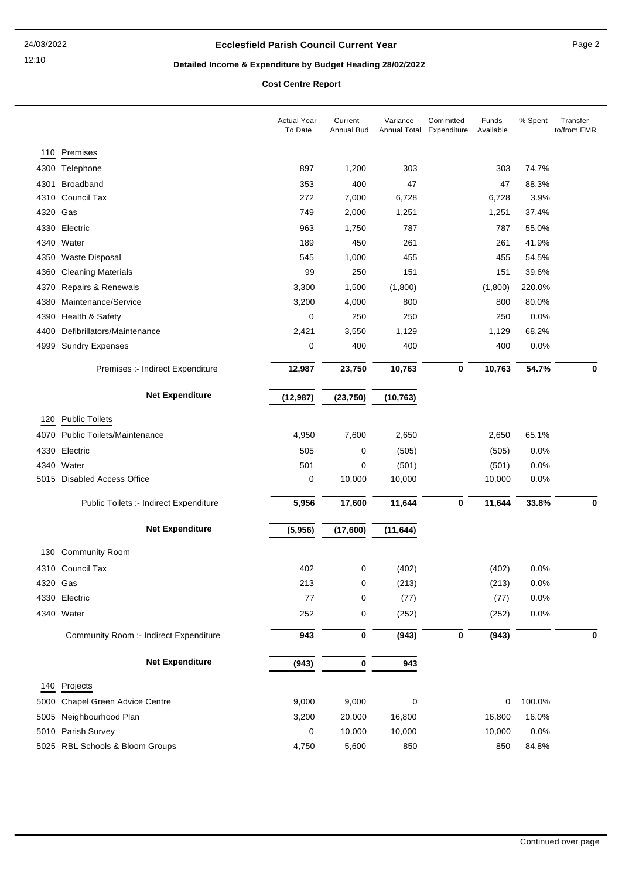# Ecclesfield Parish Council Current Year

## Detailed Income & Expenditure by Budget Heading 28/02/2022

### Cost Centre Report

| | | Actual Year To Date | Current Annual Bud | Variance Annual Total | Committed Expenditure | Funds Available | % Spent | Transfer to/from EMR |
|---|---|---|---|---|---|---|---|---|
| **110** | **Premises** | | | | | | | |
| 4300 | Telephone | 897 | 1,200 | 303 | | 303 | 74.7% | |
| 4301 | Broadband | 353 | 400 | 47 | | 47 | 88.3% | |
| 4310 | Council Tax | 272 | 7,000 | 6,728 | | 6,728 | 3.9% | |
| 4320 | Gas | 749 | 2,000 | 1,251 | | 1,251 | 37.4% | |
| 4330 | Electric | 963 | 1,750 | 787 | | 787 | 55.0% | |
| 4340 | Water | 189 | 450 | 261 | | 261 | 41.9% | |
| 4350 | Waste Disposal | 545 | 1,000 | 455 | | 455 | 54.5% | |
| 4360 | Cleaning Materials | 99 | 250 | 151 | | 151 | 39.6% | |
| 4370 | Repairs & Renewals | 3,300 | 1,500 | (1,800) | | (1,800) | 220.0% | |
| 4380 | Maintenance/Service | 3,200 | 4,000 | 800 | | 800 | 80.0% | |
| 4390 | Health & Safety | 0 | 250 | 250 | | 250 | 0.0% | |
| 4400 | Defibrillators/Maintenance | 2,421 | 3,550 | 1,129 | | 1,129 | 68.2% | |
| 4999 | Sundry Expenses | 0 | 400 | 400 | | 400 | 0.0% | |
| | Premises :- Indirect Expenditure | **12,987** | **23,750** | **10,763** | **0** | **10,763** | **54.7%** | **0** |
| | **Net Expenditure** | **(12,987)** | **(23,750)** | **(10,763)** | | | | |
| **120** | **Public Toilets** | | | | | | | |
| 4070 | Public Toilets/Maintenance | 4,950 | 7,600 | 2,650 | | 2,650 | 65.1% | |
| 4330 | Electric | 505 | 0 | (505) | | (505) | 0.0% | |
| 4340 | Water | 501 | 0 | (501) | | (501) | 0.0% | |
| 5015 | Disabled Access Office | 0 | 10,000 | 10,000 | | 10,000 | 0.0% | |
| | Public Toilets :- Indirect Expenditure | **5,956** | **17,600** | **11,644** | **0** | **11,644** | **33.8%** | **0** |
| | **Net Expenditure** | **(5,956)** | **(17,600)** | **(11,644)** | | | | |
| **130** | **Community Room** | | | | | | | |
| 4310 | Council Tax | 402 | 0 | (402) | | (402) | 0.0% | |
| 4320 | Gas | 213 | 0 | (213) | | (213) | 0.0% | |
| 4330 | Electric | 77 | 0 | (77) | | (77) | 0.0% | |
| 4340 | Water | 252 | 0 | (252) | | (252) | 0.0% | |
| | Community Room :- Indirect Expenditure | **943** | **0** | **(943)** | **0** | **(943)** | | **0** |
| | **Net Expenditure** | **(943)** | **0** | **943** | | | | |
| **140** | **Projects** | | | | | | | |
| 5000 | Chapel Green Advice Centre | 9,000 | 9,000 | 0 | | 0 | 100.0% | |
| 5005 | Neighbourhood Plan | 3,200 | 20,000 | 16,800 | | 16,800 | 16.0% | |
| 5010 | Parish Survey | 0 | 10,000 | 10,000 | | 10,000 | 0.0% | |
| 5025 | RBL Schools & Bloom Groups | 4,750 | 5,600 | 850 | | 850 | 84.8% | |

Continued over page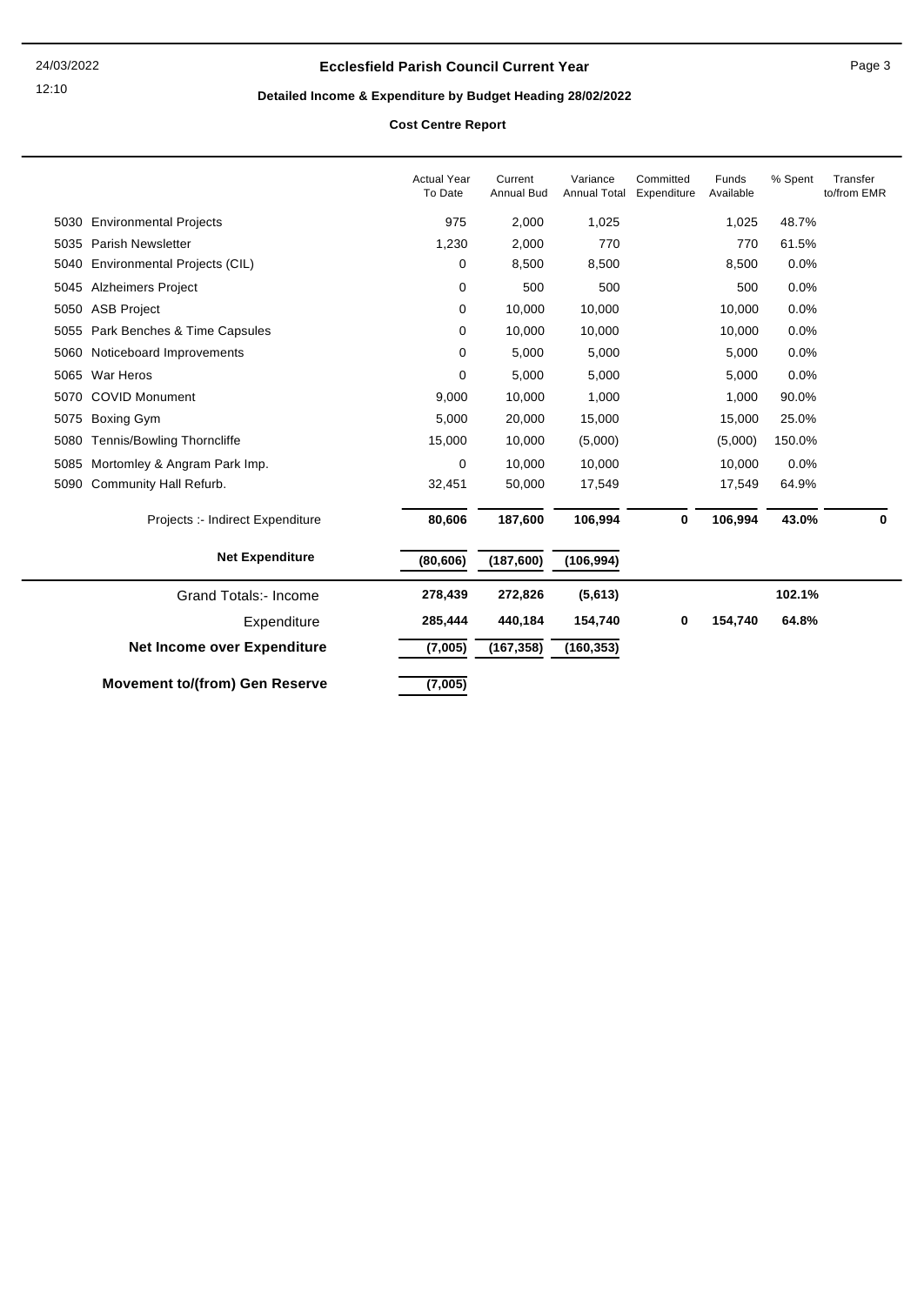## Ecclesfield Parish Council Current Year

### Detailed Income & Expenditure by Budget Heading 28/02/2022

**Cost Centre Report**

| | Actual Year To Date | Current Annual Bud | Variance Annual Total | Committed Expenditure | Funds Available | % Spent | Transfer to/from EMR |
|---|---|---|---|---|---|---|---|
| 5030 Environmental Projects | 975 | 2,000 | 1,025 | | 1,025 | 48.7% | |
| 5035 Parish Newsletter | 1,230 | 2,000 | 770 | | 770 | 61.5% | |
| 5040 Environmental Projects (CIL) | 0 | 8,500 | 8,500 | | 8,500 | 0.0% | |
| 5045 Alzheimers Project | 0 | 500 | 500 | | 500 | 0.0% | |
| 5050 ASB Project | 0 | 10,000 | 10,000 | | 10,000 | 0.0% | |
| 5055 Park Benches & Time Capsules | 0 | 10,000 | 10,000 | | 10,000 | 0.0% | |
| 5060 Noticeboard Improvements | 0 | 5,000 | 5,000 | | 5,000 | 0.0% | |
| 5065 War Heros | 0 | 5,000 | 5,000 | | 5,000 | 0.0% | |
| 5070 COVID Monument | 9,000 | 10,000 | 1,000 | | 1,000 | 90.0% | |
| 5075 Boxing Gym | 5,000 | 20,000 | 15,000 | | 15,000 | 25.0% | |
| 5080 Tennis/Bowling Thorncliffe | 15,000 | 10,000 | (5,000) | | (5,000) | 150.0% | |
| 5085 Mortomley & Angram Park Imp. | 0 | 10,000 | 10,000 | | 10,000 | 0.0% | |
| 5090 Community Hall Refurb. | 32,451 | 50,000 | 17,549 | | 17,549 | 64.9% | |
| Projects :- Indirect Expenditure | **80,606** | **187,600** | **106,994** | **0** | **106,994** | **43.0%** | **0** |
| **Net Expenditure** | **(80,606)** | **(187,600)** | **(106,994)** | | | | |
| Grand Totals:- Income | **278,439** | **272,826** | **(5,613)** | | | **102.1%** | |
| Expenditure | **285,444** | **440,184** | **154,740** | **0** | **154,740** | **64.8%** | |
| **Net Income over Expenditure** | **(7,005)** | **(167,358)** | **(160,353)** | | | | |
| **Movement to/(from) Gen Reserve** | **(7,005)** | | | | | | |